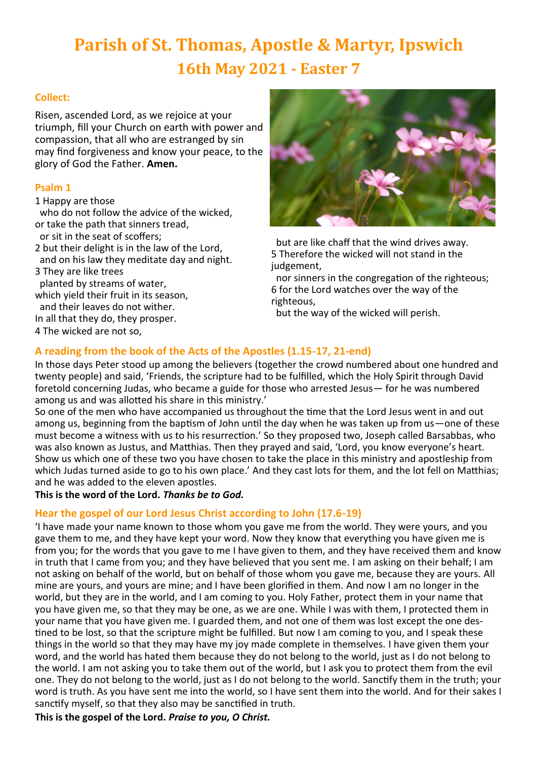# Parish of St. Thomas, Apostle & Martyr, Ipswich

## 16th May 2021 - Easter 7

### Collect:

Risen, ascended Lord, as we rejoice at your triumph, fill your Church on earth with power and compassion, that all who are estranged by sin may find forgiveness and know your peace, to the glory of God the Father. **Amen.**

### Psalm 1

1 Happy are those
  who do not follow the advice of the wicked,
or take the path that sinners tread,
  or sit in the seat of scoffers;
2 but their delight is in the law of the Lord,
  and on his law they meditate day and night.
3 They are like trees
  planted by streams of water,
which yield their fruit in its season,
  and their leaves do not wither.
In all that they do, they prosper.
4 The wicked are not so,
  but are like chaff that the wind drives away.
5 Therefore the wicked will not stand in the judgement,
  nor sinners in the congregation of the righteous;
6 for the Lord watches over the way of the righteous,
  but the way of the wicked will perish.

### A reading from the book of the Acts of the Apostles (1.15-17, 21-end)

In those days Peter stood up among the believers (together the crowd numbered about one hundred and twenty people) and said, 'Friends, the scripture had to be fulfilled, which the Holy Spirit through David foretold concerning Judas, who became a guide for those who arrested Jesus— for he was numbered among us and was allotted his share in this ministry.'
So one of the men who have accompanied us throughout the time that the Lord Jesus went in and out among us, beginning from the baptism of John until the day when he was taken up from us—one of these must become a witness with us to his resurrection.' So they proposed two, Joseph called Barsabbas, who was also known as Justus, and Matthias. Then they prayed and said, 'Lord, you know everyone's heart. Show us which one of these two you have chosen to take the place in this ministry and apostleship from which Judas turned aside to go to his own place.' And they cast lots for them, and the lot fell on Matthias; and he was added to the eleven apostles.
**This is the word of the Lord.** ***Thanks be to God.***

### Hear the gospel of our Lord Jesus Christ according to John (17.6-19)

'I have made your name known to those whom you gave me from the world. They were yours, and you gave them to me, and they have kept your word. Now they know that everything you have given me is from you; for the words that you gave to me I have given to them, and they have received them and know in truth that I came from you; and they have believed that you sent me. I am asking on their behalf; I am not asking on behalf of the world, but on behalf of those whom you gave me, because they are yours. All mine are yours, and yours are mine; and I have been glorified in them. And now I am no longer in the world, but they are in the world, and I am coming to you. Holy Father, protect them in your name that you have given me, so that they may be one, as we are one. While I was with them, I protected them in your name that you have given me. I guarded them, and not one of them was lost except the one destined to be lost, so that the scripture might be fulfilled. But now I am coming to you, and I speak these things in the world so that they may have my joy made complete in themselves. I have given them your word, and the world has hated them because they do not belong to the world, just as I do not belong to the world. I am not asking you to take them out of the world, but I ask you to protect them from the evil one. They do not belong to the world, just as I do not belong to the world. Sanctify them in the truth; your word is truth. As you have sent me into the world, so I have sent them into the world. And for their sakes I sanctify myself, so that they also may be sanctified in truth.
**This is the gospel of the Lord.** ***Praise to you, O Christ.***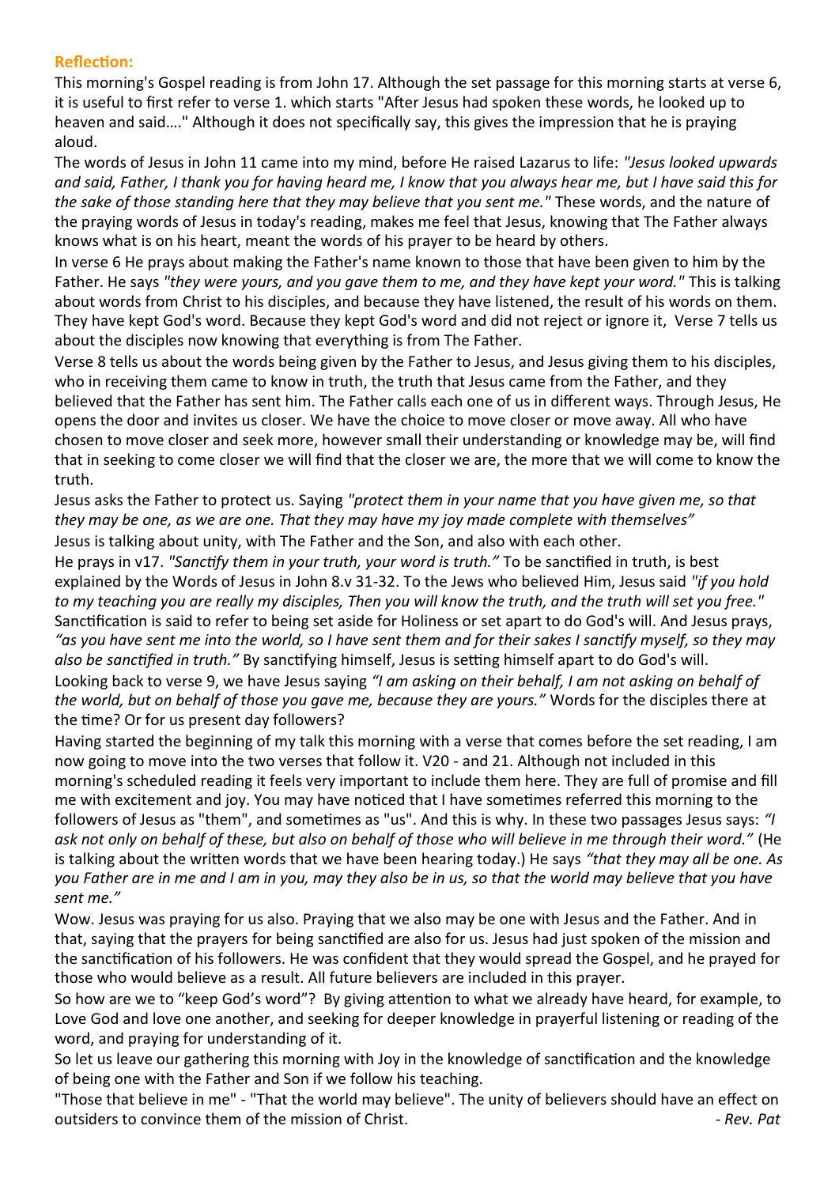### Reflection:

This morning's Gospel reading is from John 17. Although the set passage for this morning starts at verse 6, it is useful to first refer to verse 1. which starts "After Jesus had spoken these words, he looked up to heaven and said…." Although it does not specifically say, this gives the impression that he is praying aloud.

The words of Jesus in John 11 came into my mind, before He raised Lazarus to life: *"Jesus looked upwards and said, Father, I thank you for having heard me, I know that you always hear me, but I have said this for the sake of those standing here that they may believe that you sent me."* These words, and the nature of the praying words of Jesus in today's reading, makes me feel that Jesus, knowing that The Father always knows what is on his heart, meant the words of his prayer to be heard by others.

In verse 6 He prays about making the Father's name known to those that have been given to him by the Father. He says *"they were yours, and you gave them to me, and they have kept your word."* This is talking about words from Christ to his disciples, and because they have listened, the result of his words on them. They have kept God's word. Because they kept God's word and did not reject or ignore it, Verse 7 tells us about the disciples now knowing that everything is from The Father.

Verse 8 tells us about the words being given by the Father to Jesus, and Jesus giving them to his disciples, who in receiving them came to know in truth, the truth that Jesus came from the Father, and they believed that the Father has sent him. The Father calls each one of us in different ways. Through Jesus, He opens the door and invites us closer. We have the choice to move closer or move away. All who have chosen to move closer and seek more, however small their understanding or knowledge may be, will find that in seeking to come closer we will find that the closer we are, the more that we will come to know the truth.

Jesus asks the Father to protect us. Saying *"protect them in your name that you have given me, so that they may be one, as we are one. That they may have my joy made complete with themselves"*

Jesus is talking about unity, with The Father and the Son, and also with each other.

He prays in v17. *"Sanctify them in your truth, your word is truth."* To be sanctified in truth, is best explained by the Words of Jesus in John 8.v 31-32. To the Jews who believed Him, Jesus said *"if you hold to my teaching you are really my disciples, Then you will know the truth, and the truth will set you free."* Sanctification is said to refer to being set aside for Holiness or set apart to do God's will. And Jesus prays, *"as you have sent me into the world, so I have sent them and for their sakes I sanctify myself, so they may also be sanctified in truth."* By sanctifying himself, Jesus is setting himself apart to do God's will.

Looking back to verse 9, we have Jesus saying *"I am asking on their behalf, I am not asking on behalf of the world, but on behalf of those you gave me, because they are yours."* Words for the disciples there at the time? Or for us present day followers?

Having started the beginning of my talk this morning with a verse that comes before the set reading, I am now going to move into the two verses that follow it. V20 - and 21. Although not included in this morning's scheduled reading it feels very important to include them here. They are full of promise and fill me with excitement and joy. You may have noticed that I have sometimes referred this morning to the followers of Jesus as "them", and sometimes as "us". And this is why. In these two passages Jesus says: *"I ask not only on behalf of these, but also on behalf of those who will believe in me through their word."* (He is talking about the written words that we have been hearing today.) He says *"that they may all be one. As you Father are in me and I am in you, may they also be in us, so that the world may believe that you have sent me."*

Wow. Jesus was praying for us also. Praying that we also may be one with Jesus and the Father. And in that, saying that the prayers for being sanctified are also for us. Jesus had just spoken of the mission and the sanctification of his followers. He was confident that they would spread the Gospel, and he prayed for those who would believe as a result. All future believers are included in this prayer.

So how are we to "keep God's word"? By giving attention to what we already have heard, for example, to Love God and love one another, and seeking for deeper knowledge in prayerful listening or reading of the word, and praying for understanding of it.

So let us leave our gathering this morning with Joy in the knowledge of sanctification and the knowledge of being one with the Father and Son if we follow his teaching.

"Those that believe in me" - "That the world may believe". The unity of believers should have an effect on outsiders to convince them of the mission of Christ. *- Rev. Pat*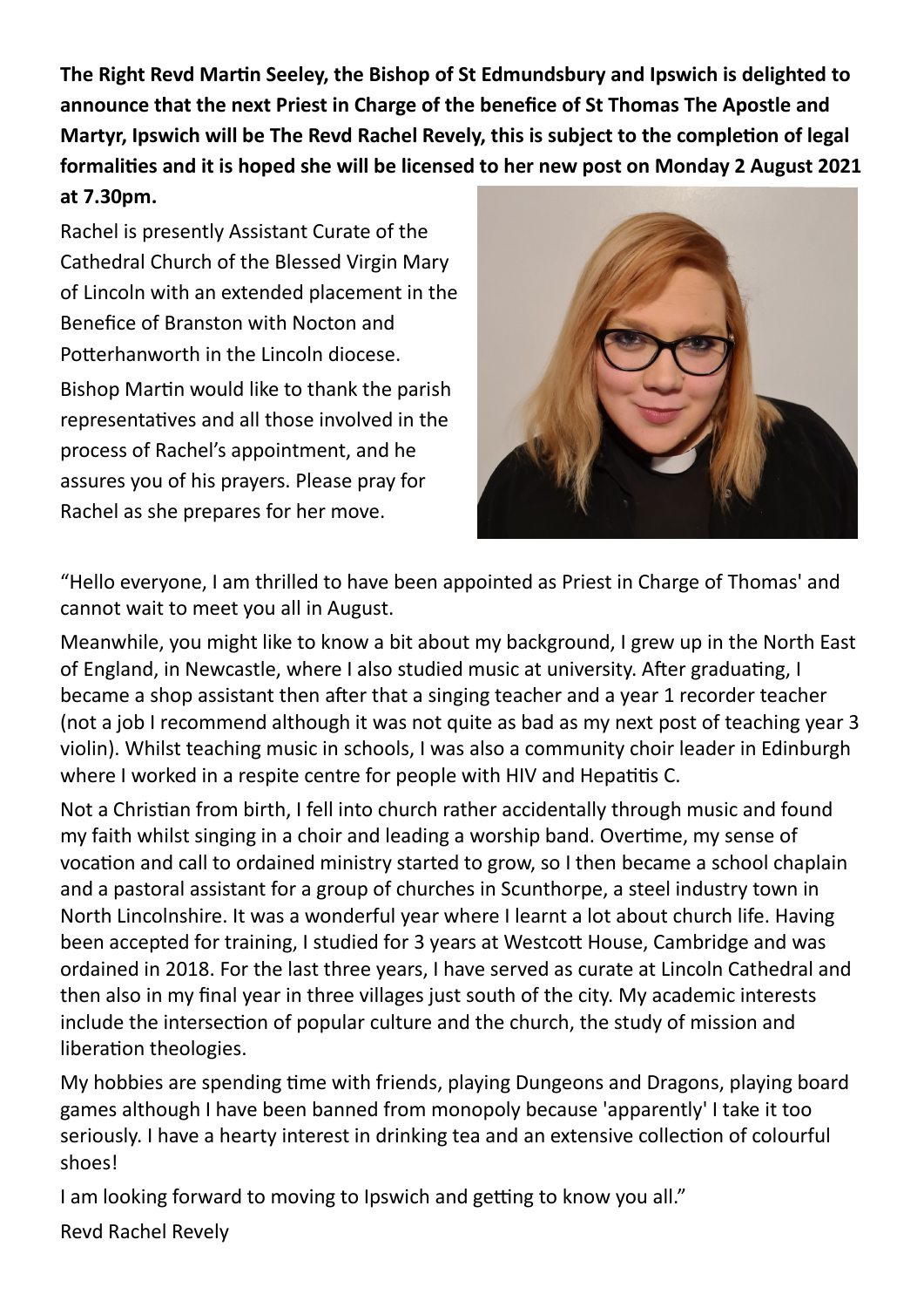**The Right Revd Martin Seeley, the Bishop of St Edmundsbury and Ipswich is delighted to announce that the next Priest in Charge of the benefice of St Thomas The Apostle and Martyr, Ipswich will be The Revd Rachel Revely, this is subject to the completion of legal formalities and it is hoped she will be licensed to her new post on Monday 2 August 2021 at 7.30pm.**

Rachel is presently Assistant Curate of the Cathedral Church of the Blessed Virgin Mary of Lincoln with an extended placement in the Benefice of Branston with Nocton and Potterhanworth in the Lincoln diocese.

Bishop Martin would like to thank the parish representatives and all those involved in the process of Rachel's appointment, and he assures you of his prayers. Please pray for Rachel as she prepares for her move.

"Hello everyone, I am thrilled to have been appointed as Priest in Charge of Thomas' and cannot wait to meet you all in August.

Meanwhile, you might like to know a bit about my background, I grew up in the North East of England, in Newcastle, where I also studied music at university. After graduating, I became a shop assistant then after that a singing teacher and a year 1 recorder teacher (not a job I recommend although it was not quite as bad as my next post of teaching year 3 violin). Whilst teaching music in schools, I was also a community choir leader in Edinburgh where I worked in a respite centre for people with HIV and Hepatitis C.

Not a Christian from birth, I fell into church rather accidentally through music and found my faith whilst singing in a choir and leading a worship band. Overtime, my sense of vocation and call to ordained ministry started to grow, so I then became a school chaplain and a pastoral assistant for a group of churches in Scunthorpe, a steel industry town in North Lincolnshire. It was a wonderful year where I learnt a lot about church life. Having been accepted for training, I studied for 3 years at Westcott House, Cambridge and was ordained in 2018. For the last three years, I have served as curate at Lincoln Cathedral and then also in my final year in three villages just south of the city. My academic interests include the intersection of popular culture and the church, the study of mission and liberation theologies.

My hobbies are spending time with friends, playing Dungeons and Dragons, playing board games although I have been banned from monopoly because 'apparently' I take it too seriously. I have a hearty interest in drinking tea and an extensive collection of colourful shoes!

I am looking forward to moving to Ipswich and getting to know you all."

Revd Rachel Revely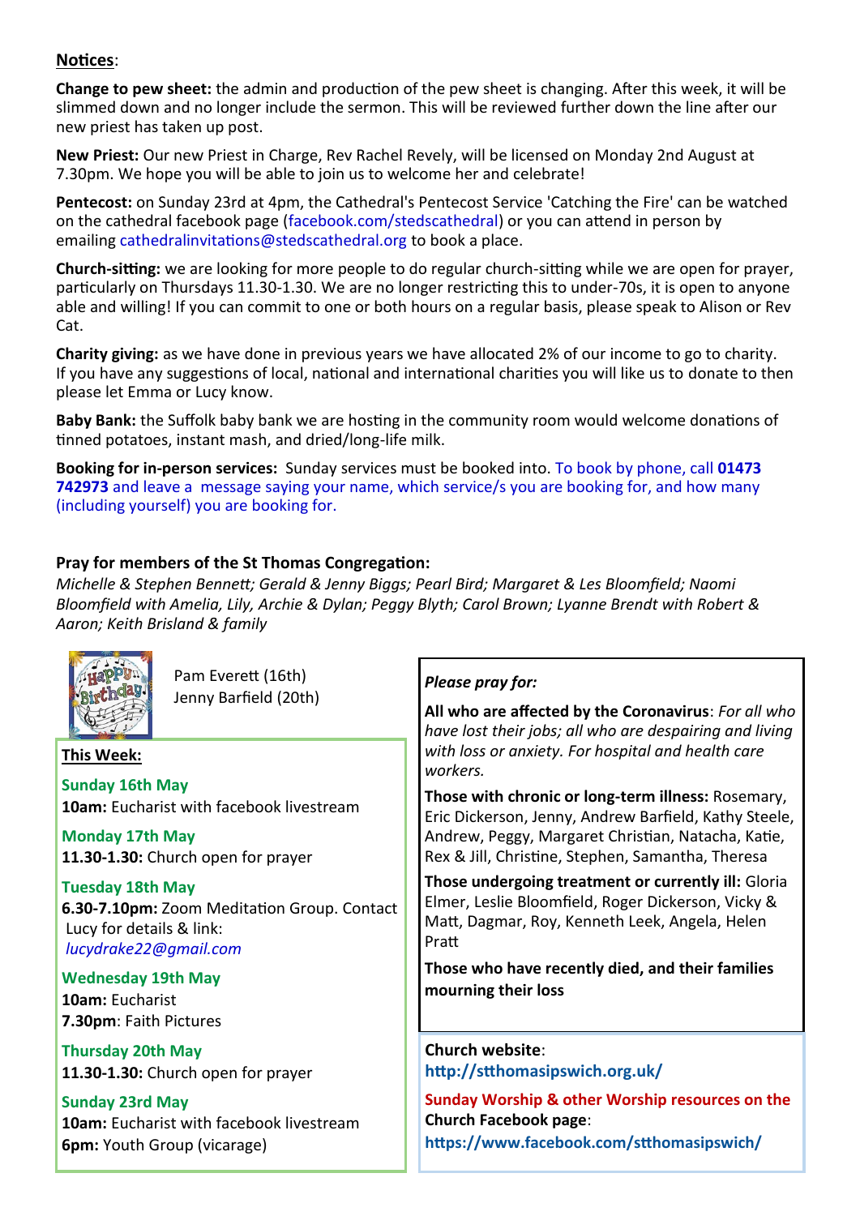**Notices**:

**Change to pew sheet:** the admin and production of the pew sheet is changing. After this week, it will be slimmed down and no longer include the sermon. This will be reviewed further down the line after our new priest has taken up post.

**New Priest:** Our new Priest in Charge, Rev Rachel Revely, will be licensed on Monday 2nd August at 7.30pm. We hope you will be able to join us to welcome her and celebrate!

**Pentecost:** on Sunday 23rd at 4pm, the Cathedral's Pentecost Service 'Catching the Fire' can be watched on the cathedral facebook page (facebook.com/stedscathedral) or you can attend in person by emailing cathedralinvitations@stedscathedral.org to book a place.

**Church-sitting:** we are looking for more people to do regular church-sitting while we are open for prayer, particularly on Thursdays 11.30-1.30. We are no longer restricting this to under-70s, it is open to anyone able and willing! If you can commit to one or both hours on a regular basis, please speak to Alison or Rev Cat.

**Charity giving:** as we have done in previous years we have allocated 2% of our income to go to charity. If you have any suggestions of local, national and international charities you will like us to donate to then please let Emma or Lucy know.

**Baby Bank:** the Suffolk baby bank we are hosting in the community room would welcome donations of tinned potatoes, instant mash, and dried/long-life milk.

**Booking for in-person services:** Sunday services must be booked into. To book by phone, call **01473 742973** and leave a message saying your name, which service/s you are booking for, and how many (including yourself) you are booking for.

**Pray for members of the St Thomas Congregation:**

*Michelle & Stephen Bennett; Gerald & Jenny Biggs; Pearl Bird; Margaret & Les Bloomfield; Naomi Bloomfield with Amelia, Lily, Archie & Dylan; Peggy Blyth; Carol Brown; Lyanne Brendt with Robert & Aaron; Keith Brisland & family*

Pam Everett (16th)
Jenny Barfield (20th)

**This Week:**

**Sunday 16th May**
**10am:** Eucharist with facebook livestream

**Monday 17th May**
**11.30-1.30:** Church open for prayer

**Tuesday 18th May**
**6.30-7.10pm:** Zoom Meditation Group. Contact Lucy for details & link: *lucydrake22@gmail.com*

**Wednesday 19th May**
**10am:** Eucharist
**7.30pm**: Faith Pictures

**Thursday 20th May**
**11.30-1.30:** Church open for prayer

**Sunday 23rd May**
**10am:** Eucharist with facebook livestream
**6pm:** Youth Group (vicarage)

*Please pray for:*

**All who are affected by the Coronavirus**: *For all who have lost their jobs; all who are despairing and living with loss or anxiety. For hospital and health care workers.*

**Those with chronic or long-term illness:** Rosemary, Eric Dickerson, Jenny, Andrew Barfield, Kathy Steele, Andrew, Peggy, Margaret Christian, Natacha, Katie, Rex & Jill, Christine, Stephen, Samantha, Theresa

**Those undergoing treatment or currently ill:** Gloria Elmer, Leslie Bloomfield, Roger Dickerson, Vicky & Matt, Dagmar, Roy, Kenneth Leek, Angela, Helen Pratt

**Those who have recently died, and their families mourning their loss**

**Church website**:
**http://stthomasipswich.org.uk/**

**Sunday Worship & other Worship resources on the Church Facebook page**:
**https://www.facebook.com/stthomasipswich/**